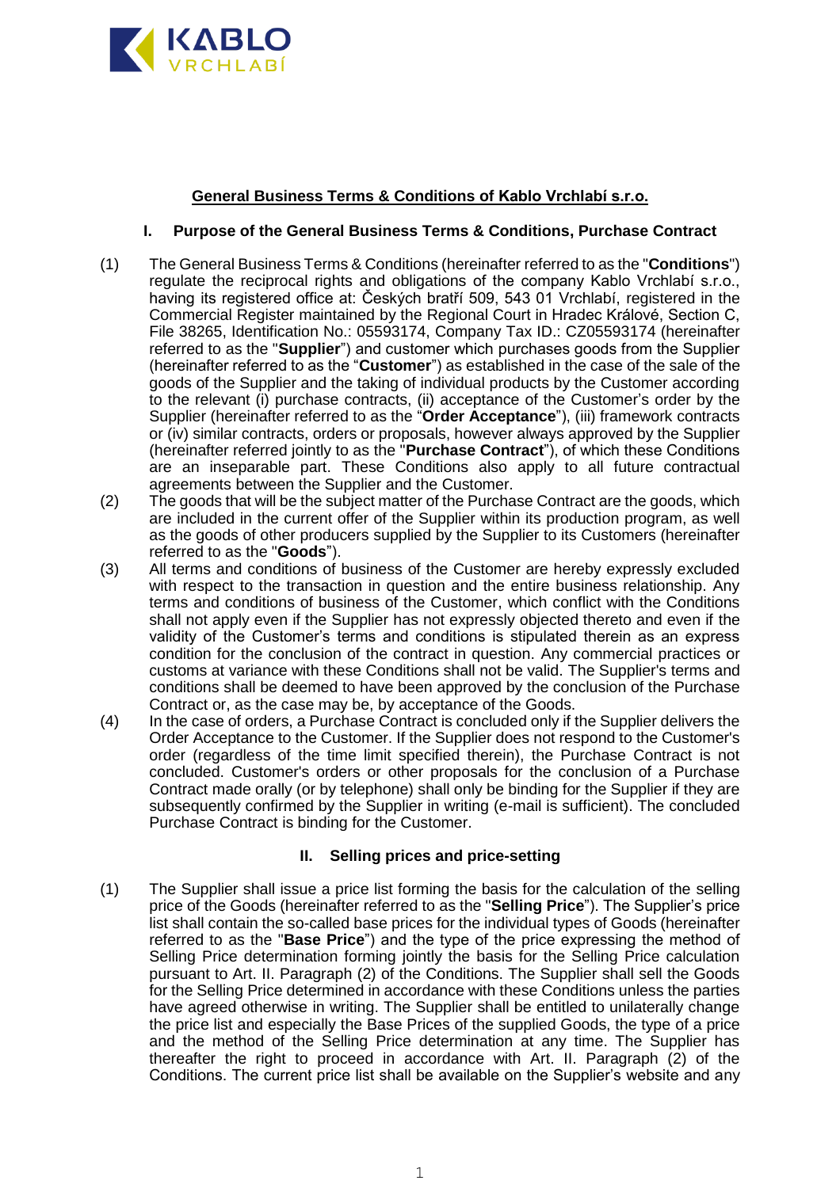# General Business Terms & Conditions of Kablo Vrchlabí s.r.o.

## I. Purpose of the General Business Terms & Conditions, Purchase Contract

(1) The General Business Terms & Conditions (hereinafter referred to as the "**Conditions**") regulate the reciprocal rights and obligations of the company Kablo Vrchlabí s.r.o., having its registered office at: Českých bratří 509, 543 01 Vrchlabí, registered in the Commercial Register maintained by the Regional Court in Hradec Králové, Section C, File 38265, Identification No.: 05593174, Company Tax ID.: CZ05593174 (hereinafter referred to as the "**Supplier**") and customer which purchases goods from the Supplier (hereinafter referred to as the "**Customer**") as established in the case of the sale of the goods of the Supplier and the taking of individual products by the Customer according to the relevant (i) purchase contracts, (ii) acceptance of the Customer's order by the Supplier (hereinafter referred to as the "**Order Acceptance**"), (iii) framework contracts or (iv) similar contracts, orders or proposals, however always approved by the Supplier (hereinafter referred jointly to as the "**Purchase Contract**"), of which these Conditions are an inseparable part. These Conditions also apply to all future contractual agreements between the Supplier and the Customer.

(2) The goods that will be the subject matter of the Purchase Contract are the goods, which are included in the current offer of the Supplier within its production program, as well as the goods of other producers supplied by the Supplier to its Customers (hereinafter referred to as the "**Goods**").

(3) All terms and conditions of business of the Customer are hereby expressly excluded with respect to the transaction in question and the entire business relationship. Any terms and conditions of business of the Customer, which conflict with the Conditions shall not apply even if the Supplier has not expressly objected thereto and even if the validity of the Customer's terms and conditions is stipulated therein as an express condition for the conclusion of the contract in question. Any commercial practices or customs at variance with these Conditions shall not be valid. The Supplier's terms and conditions shall be deemed to have been approved by the conclusion of the Purchase Contract or, as the case may be, by acceptance of the Goods.

(4) In the case of orders, a Purchase Contract is concluded only if the Supplier delivers the Order Acceptance to the Customer. If the Supplier does not respond to the Customer's order (regardless of the time limit specified therein), the Purchase Contract is not concluded. Customer's orders or other proposals for the conclusion of a Purchase Contract made orally (or by telephone) shall only be binding for the Supplier if they are subsequently confirmed by the Supplier in writing (e-mail is sufficient). The concluded Purchase Contract is binding for the Customer.

## II. Selling prices and price-setting

(1) The Supplier shall issue a price list forming the basis for the calculation of the selling price of the Goods (hereinafter referred to as the "**Selling Price**"). The Supplier's price list shall contain the so-called base prices for the individual types of Goods (hereinafter referred to as the "**Base Price**") and the type of the price expressing the method of Selling Price determination forming jointly the basis for the Selling Price calculation pursuant to Art. II. Paragraph (2) of the Conditions. The Supplier shall sell the Goods for the Selling Price determined in accordance with these Conditions unless the parties have agreed otherwise in writing. The Supplier shall be entitled to unilaterally change the price list and especially the Base Prices of the supplied Goods, the type of a price and the method of the Selling Price determination at any time. The Supplier has thereafter the right to proceed in accordance with Art. II. Paragraph (2) of the Conditions. The current price list shall be available on the Supplier's website and any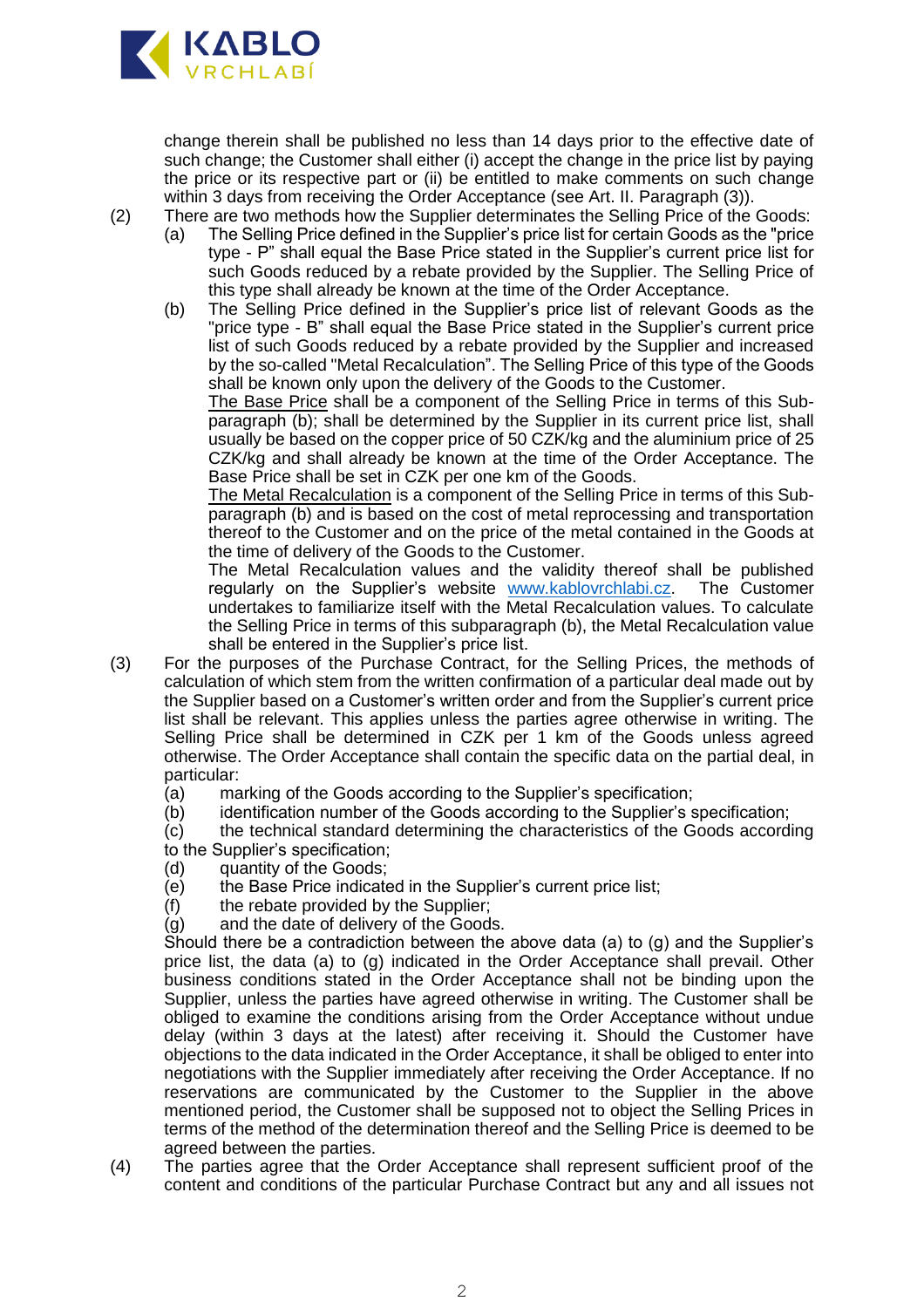change therein shall be published no less than 14 days prior to the effective date of such change; the Customer shall either (i) accept the change in the price list by paying the price or its respective part or (ii) be entitled to make comments on such change within 3 days from receiving the Order Acceptance (see Art. II. Paragraph (3)).

(2) There are two methods how the Supplier determinates the Selling Price of the Goods:

(a) The Selling Price defined in the Supplier's price list for certain Goods as the "price type - P" shall equal the Base Price stated in the Supplier's current price list for such Goods reduced by a rebate provided by the Supplier. The Selling Price of this type shall already be known at the time of the Order Acceptance.

(b) The Selling Price defined in the Supplier's price list of relevant Goods as the "price type - B" shall equal the Base Price stated in the Supplier's current price list of such Goods reduced by a rebate provided by the Supplier and increased by the so-called "Metal Recalculation". The Selling Price of this type of the Goods shall be known only upon the delivery of the Goods to the Customer.

The Base Price shall be a component of the Selling Price in terms of this Sub-paragraph (b); shall be determined by the Supplier in its current price list, shall usually be based on the copper price of 50 CZK/kg and the aluminium price of 25 CZK/kg and shall already be known at the time of the Order Acceptance. The Base Price shall be set in CZK per one km of the Goods.

The Metal Recalculation is a component of the Selling Price in terms of this Sub-paragraph (b) and is based on the cost of metal reprocessing and transportation thereof to the Customer and on the price of the metal contained in the Goods at the time of delivery of the Goods to the Customer.

The Metal Recalculation values and the validity thereof shall be published regularly on the Supplier's website www.kablovrchlabi.cz. The Customer undertakes to familiarize itself with the Metal Recalculation values. To calculate the Selling Price in terms of this subparagraph (b), the Metal Recalculation value shall be entered in the Supplier's price list.

(3) For the purposes of the Purchase Contract, for the Selling Prices, the methods of calculation of which stem from the written confirmation of a particular deal made out by the Supplier based on a Customer's written order and from the Supplier's current price list shall be relevant. This applies unless the parties agree otherwise in writing. The Selling Price shall be determined in CZK per 1 km of the Goods unless agreed otherwise. The Order Acceptance shall contain the specific data on the partial deal, in particular:

(a) marking of the Goods according to the Supplier's specification;
(b) identification number of the Goods according to the Supplier's specification;
(c) the technical standard determining the characteristics of the Goods according to the Supplier's specification;
(d) quantity of the Goods;
(e) the Base Price indicated in the Supplier's current price list;
(f) the rebate provided by the Supplier;
(g) and the date of delivery of the Goods.

Should there be a contradiction between the above data (a) to (g) and the Supplier's price list, the data (a) to (g) indicated in the Order Acceptance shall prevail. Other business conditions stated in the Order Acceptance shall not be binding upon the Supplier, unless the parties have agreed otherwise in writing. The Customer shall be obliged to examine the conditions arising from the Order Acceptance without undue delay (within 3 days at the latest) after receiving it. Should the Customer have objections to the data indicated in the Order Acceptance, it shall be obliged to enter into negotiations with the Supplier immediately after receiving the Order Acceptance. If no reservations are communicated by the Customer to the Supplier in the above mentioned period, the Customer shall be supposed not to object the Selling Prices in terms of the method of the determination thereof and the Selling Price is deemed to be agreed between the parties.

(4) The parties agree that the Order Acceptance shall represent sufficient proof of the content and conditions of the particular Purchase Contract but any and all issues not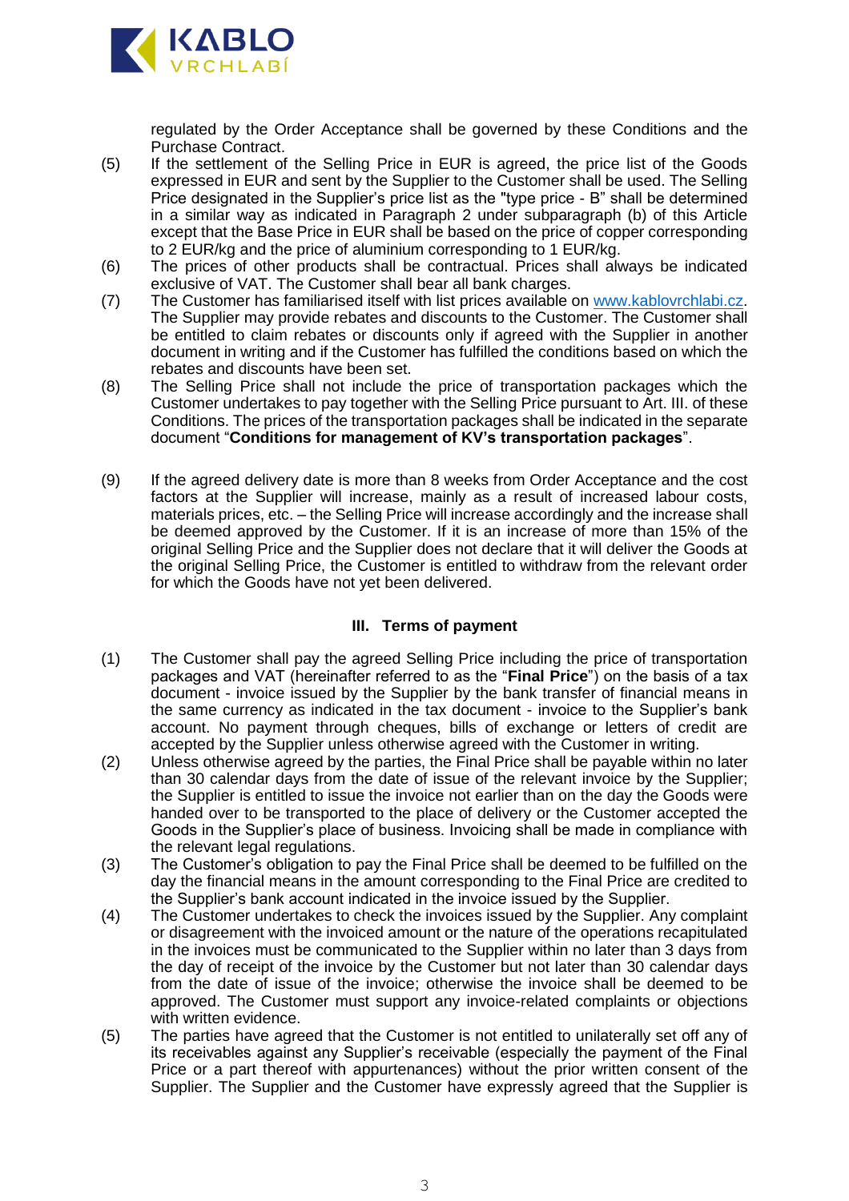regulated by the Order Acceptance shall be governed by these Conditions and the Purchase Contract.

(5) If the settlement of the Selling Price in EUR is agreed, the price list of the Goods expressed in EUR and sent by the Supplier to the Customer shall be used. The Selling Price designated in the Supplier's price list as the "type price - B" shall be determined in a similar way as indicated in Paragraph 2 under subparagraph (b) of this Article except that the Base Price in EUR shall be based on the price of copper corresponding to 2 EUR/kg and the price of aluminium corresponding to 1 EUR/kg.

(6) The prices of other products shall be contractual. Prices shall always be indicated exclusive of VAT. The Customer shall bear all bank charges.

(7) The Customer has familiarised itself with list prices available on [www.kablovrchlabi.cz](www.kablovrchlabi.cz). The Supplier may provide rebates and discounts to the Customer. The Customer shall be entitled to claim rebates or discounts only if agreed with the Supplier in another document in writing and if the Customer has fulfilled the conditions based on which the rebates and discounts have been set.

(8) The Selling Price shall not include the price of transportation packages which the Customer undertakes to pay together with the Selling Price pursuant to Art. III. of these Conditions. The prices of the transportation packages shall be indicated in the separate document "**Conditions for management of KV's transportation packages**".

(9) If the agreed delivery date is more than 8 weeks from Order Acceptance and the cost factors at the Supplier will increase, mainly as a result of increased labour costs, materials prices, etc. – the Selling Price will increase accordingly and the increase shall be deemed approved by the Customer. If it is an increase of more than 15% of the original Selling Price and the Supplier does not declare that it will deliver the Goods at the original Selling Price, the Customer is entitled to withdraw from the relevant order for which the Goods have not yet been delivered.

### III. Terms of payment

(1) The Customer shall pay the agreed Selling Price including the price of transportation packages and VAT (hereinafter referred to as the "**Final Price**") on the basis of a tax document - invoice issued by the Supplier by the bank transfer of financial means in the same currency as indicated in the tax document - invoice to the Supplier's bank account. No payment through cheques, bills of exchange or letters of credit are accepted by the Supplier unless otherwise agreed with the Customer in writing.

(2) Unless otherwise agreed by the parties, the Final Price shall be payable within no later than 30 calendar days from the date of issue of the relevant invoice by the Supplier; the Supplier is entitled to issue the invoice not earlier than on the day the Goods were handed over to be transported to the place of delivery or the Customer accepted the Goods in the Supplier's place of business. Invoicing shall be made in compliance with the relevant legal regulations.

(3) The Customer's obligation to pay the Final Price shall be deemed to be fulfilled on the day the financial means in the amount corresponding to the Final Price are credited to the Supplier's bank account indicated in the invoice issued by the Supplier.

(4) The Customer undertakes to check the invoices issued by the Supplier. Any complaint or disagreement with the invoiced amount or the nature of the operations recapitulated in the invoices must be communicated to the Supplier within no later than 3 days from the day of receipt of the invoice by the Customer but not later than 30 calendar days from the date of issue of the invoice; otherwise the invoice shall be deemed to be approved. The Customer must support any invoice-related complaints or objections with written evidence.

(5) The parties have agreed that the Customer is not entitled to unilaterally set off any of its receivables against any Supplier's receivable (especially the payment of the Final Price or a part thereof with appurtenances) without the prior written consent of the Supplier. The Supplier and the Customer have expressly agreed that the Supplier is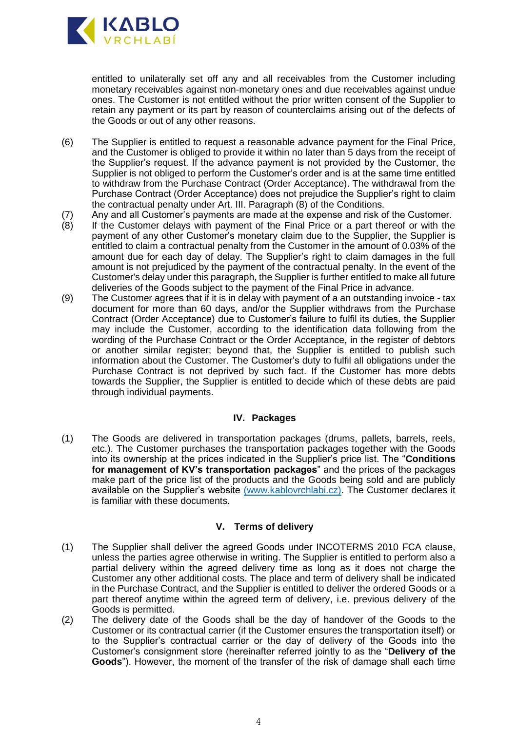entitled to unilaterally set off any and all receivables from the Customer including monetary receivables against non-monetary ones and due receivables against undue ones. The Customer is not entitled without the prior written consent of the Supplier to retain any payment or its part by reason of counterclaims arising out of the defects of the Goods or out of any other reasons.

(6) The Supplier is entitled to request a reasonable advance payment for the Final Price, and the Customer is obliged to provide it within no later than 5 days from the receipt of the Supplier's request. If the advance payment is not provided by the Customer, the Supplier is not obliged to perform the Customer's order and is at the same time entitled to withdraw from the Purchase Contract (Order Acceptance). The withdrawal from the Purchase Contract (Order Acceptance) does not prejudice the Supplier's right to claim the contractual penalty under Art. III. Paragraph (8) of the Conditions.

(7) Any and all Customer's payments are made at the expense and risk of the Customer.

(8) If the Customer delays with payment of the Final Price or a part thereof or with the payment of any other Customer's monetary claim due to the Supplier, the Supplier is entitled to claim a contractual penalty from the Customer in the amount of 0.03% of the amount due for each day of delay. The Supplier's right to claim damages in the full amount is not prejudiced by the payment of the contractual penalty. In the event of the Customer's delay under this paragraph, the Supplier is further entitled to make all future deliveries of the Goods subject to the payment of the Final Price in advance.

(9) The Customer agrees that if it is in delay with payment of a an outstanding invoice - tax document for more than 60 days, and/or the Supplier withdraws from the Purchase Contract (Order Acceptance) due to Customer's failure to fulfil its duties, the Supplier may include the Customer, according to the identification data following from the wording of the Purchase Contract or the Order Acceptance, in the register of debtors or another similar register; beyond that, the Supplier is entitled to publish such information about the Customer. The Customer's duty to fulfil all obligations under the Purchase Contract is not deprived by such fact. If the Customer has more debts towards the Supplier, the Supplier is entitled to decide which of these debts are paid through individual payments.

## IV. Packages

(1) The Goods are delivered in transportation packages (drums, pallets, barrels, reels, etc.). The Customer purchases the transportation packages together with the Goods into its ownership at the prices indicated in the Supplier's price list. The "**Conditions for management of KV's transportation packages**" and the prices of the packages make part of the price list of the products and the Goods being sold and are publicly available on the Supplier's website (www.kablovrchlabi.cz). The Customer declares it is familiar with these documents.

## V. Terms of delivery

(1) The Supplier shall deliver the agreed Goods under INCOTERMS 2010 FCA clause, unless the parties agree otherwise in writing. The Supplier is entitled to perform also a partial delivery within the agreed delivery time as long as it does not charge the Customer any other additional costs. The place and term of delivery shall be indicated in the Purchase Contract, and the Supplier is entitled to deliver the ordered Goods or a part thereof anytime within the agreed term of delivery, i.e. previous delivery of the Goods is permitted.

(2) The delivery date of the Goods shall be the day of handover of the Goods to the Customer or its contractual carrier (if the Customer ensures the transportation itself) or to the Supplier's contractual carrier or the day of delivery of the Goods into the Customer's consignment store (hereinafter referred jointly to as the "**Delivery of the Goods**"). However, the moment of the transfer of the risk of damage shall each time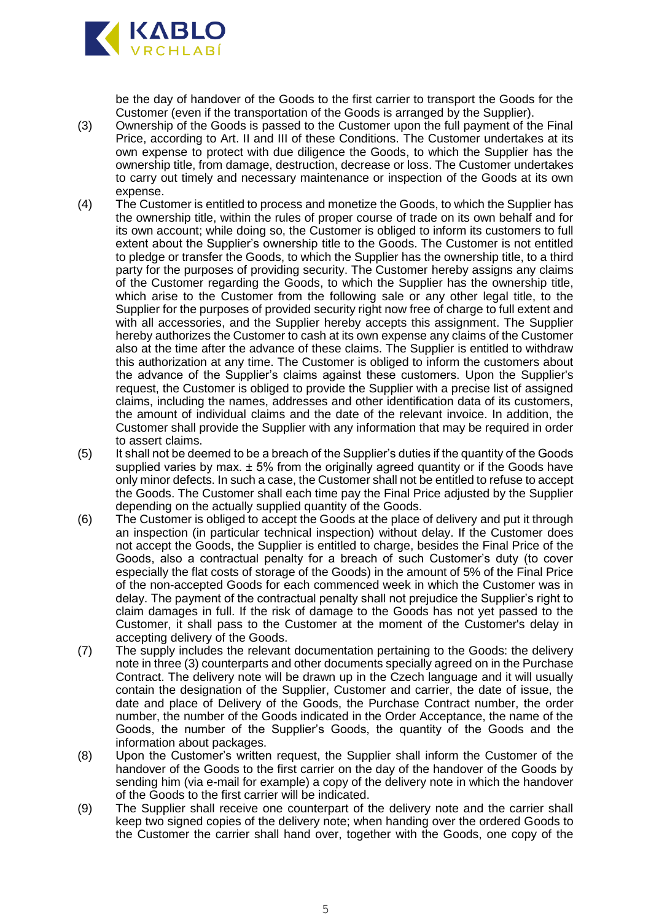be the day of handover of the Goods to the first carrier to transport the Goods for the Customer (even if the transportation of the Goods is arranged by the Supplier).

(3) Ownership of the Goods is passed to the Customer upon the full payment of the Final Price, according to Art. II and III of these Conditions. The Customer undertakes at its own expense to protect with due diligence the Goods, to which the Supplier has the ownership title, from damage, destruction, decrease or loss. The Customer undertakes to carry out timely and necessary maintenance or inspection of the Goods at its own expense.

(4) The Customer is entitled to process and monetize the Goods, to which the Supplier has the ownership title, within the rules of proper course of trade on its own behalf and for its own account; while doing so, the Customer is obliged to inform its customers to full extent about the Supplier's ownership title to the Goods. The Customer is not entitled to pledge or transfer the Goods, to which the Supplier has the ownership title, to a third party for the purposes of providing security. The Customer hereby assigns any claims of the Customer regarding the Goods, to which the Supplier has the ownership title, which arise to the Customer from the following sale or any other legal title, to the Supplier for the purposes of provided security right now free of charge to full extent and with all accessories, and the Supplier hereby accepts this assignment. The Supplier hereby authorizes the Customer to cash at its own expense any claims of the Customer also at the time after the advance of these claims. The Supplier is entitled to withdraw this authorization at any time. The Customer is obliged to inform the customers about the advance of the Supplier's claims against these customers. Upon the Supplier's request, the Customer is obliged to provide the Supplier with a precise list of assigned claims, including the names, addresses and other identification data of its customers, the amount of individual claims and the date of the relevant invoice. In addition, the Customer shall provide the Supplier with any information that may be required in order to assert claims.

(5) It shall not be deemed to be a breach of the Supplier's duties if the quantity of the Goods supplied varies by max. ± 5% from the originally agreed quantity or if the Goods have only minor defects. In such a case, the Customer shall not be entitled to refuse to accept the Goods. The Customer shall each time pay the Final Price adjusted by the Supplier depending on the actually supplied quantity of the Goods.

(6) The Customer is obliged to accept the Goods at the place of delivery and put it through an inspection (in particular technical inspection) without delay. If the Customer does not accept the Goods, the Supplier is entitled to charge, besides the Final Price of the Goods, also a contractual penalty for a breach of such Customer's duty (to cover especially the flat costs of storage of the Goods) in the amount of 5% of the Final Price of the non-accepted Goods for each commenced week in which the Customer was in delay. The payment of the contractual penalty shall not prejudice the Supplier's right to claim damages in full. If the risk of damage to the Goods has not yet passed to the Customer, it shall pass to the Customer at the moment of the Customer's delay in accepting delivery of the Goods.

(7) The supply includes the relevant documentation pertaining to the Goods: the delivery note in three (3) counterparts and other documents specially agreed on in the Purchase Contract. The delivery note will be drawn up in the Czech language and it will usually contain the designation of the Supplier, Customer and carrier, the date of issue, the date and place of Delivery of the Goods, the Purchase Contract number, the order number, the number of the Goods indicated in the Order Acceptance, the name of the Goods, the number of the Supplier's Goods, the quantity of the Goods and the information about packages.

(8) Upon the Customer's written request, the Supplier shall inform the Customer of the handover of the Goods to the first carrier on the day of the handover of the Goods by sending him (via e-mail for example) a copy of the delivery note in which the handover of the Goods to the first carrier will be indicated.

(9) The Supplier shall receive one counterpart of the delivery note and the carrier shall keep two signed copies of the delivery note; when handing over the ordered Goods to the Customer the carrier shall hand over, together with the Goods, one copy of the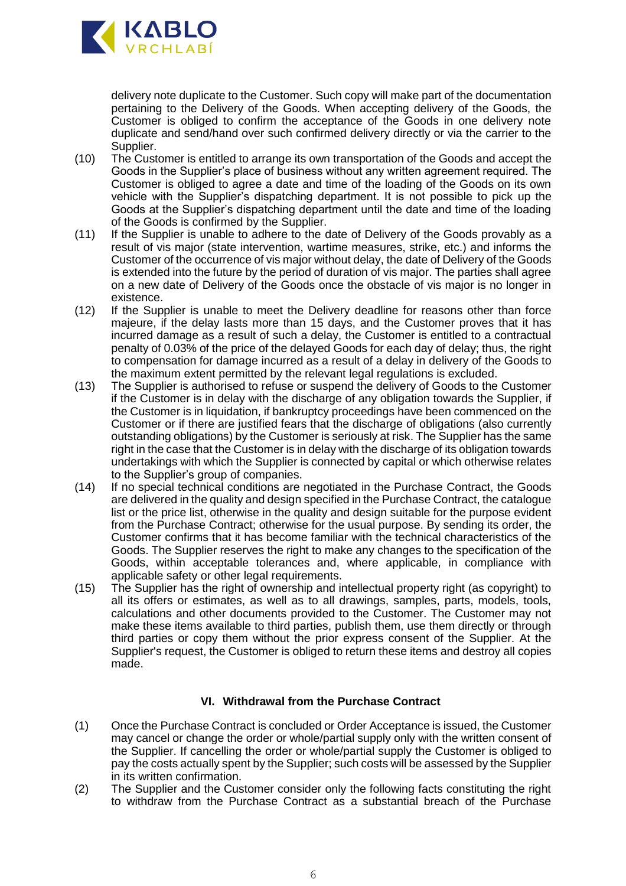delivery note duplicate to the Customer. Such copy will make part of the documentation pertaining to the Delivery of the Goods. When accepting delivery of the Goods, the Customer is obliged to confirm the acceptance of the Goods in one delivery note duplicate and send/hand over such confirmed delivery directly or via the carrier to the Supplier.

(10) The Customer is entitled to arrange its own transportation of the Goods and accept the Goods in the Supplier's place of business without any written agreement required. The Customer is obliged to agree a date and time of the loading of the Goods on its own vehicle with the Supplier's dispatching department. It is not possible to pick up the Goods at the Supplier's dispatching department until the date and time of the loading of the Goods is confirmed by the Supplier.

(11) If the Supplier is unable to adhere to the date of Delivery of the Goods provably as a result of vis major (state intervention, wartime measures, strike, etc.) and informs the Customer of the occurrence of vis major without delay, the date of Delivery of the Goods is extended into the future by the period of duration of vis major. The parties shall agree on a new date of Delivery of the Goods once the obstacle of vis major is no longer in existence.

(12) If the Supplier is unable to meet the Delivery deadline for reasons other than force majeure, if the delay lasts more than 15 days, and the Customer proves that it has incurred damage as a result of such a delay, the Customer is entitled to a contractual penalty of 0.03% of the price of the delayed Goods for each day of delay; thus, the right to compensation for damage incurred as a result of a delay in delivery of the Goods to the maximum extent permitted by the relevant legal regulations is excluded.

(13) The Supplier is authorised to refuse or suspend the delivery of Goods to the Customer if the Customer is in delay with the discharge of any obligation towards the Supplier, if the Customer is in liquidation, if bankruptcy proceedings have been commenced on the Customer or if there are justified fears that the discharge of obligations (also currently outstanding obligations) by the Customer is seriously at risk. The Supplier has the same right in the case that the Customer is in delay with the discharge of its obligation towards undertakings with which the Supplier is connected by capital or which otherwise relates to the Supplier's group of companies.

(14) If no special technical conditions are negotiated in the Purchase Contract, the Goods are delivered in the quality and design specified in the Purchase Contract, the catalogue list or the price list, otherwise in the quality and design suitable for the purpose evident from the Purchase Contract; otherwise for the usual purpose. By sending its order, the Customer confirms that it has become familiar with the technical characteristics of the Goods. The Supplier reserves the right to make any changes to the specification of the Goods, within acceptable tolerances and, where applicable, in compliance with applicable safety or other legal requirements.

(15) The Supplier has the right of ownership and intellectual property right (as copyright) to all its offers or estimates, as well as to all drawings, samples, parts, models, tools, calculations and other documents provided to the Customer. The Customer may not make these items available to third parties, publish them, use them directly or through third parties or copy them without the prior express consent of the Supplier. At the Supplier's request, the Customer is obliged to return these items and destroy all copies made.

## VI. Withdrawal from the Purchase Contract

(1) Once the Purchase Contract is concluded or Order Acceptance is issued, the Customer may cancel or change the order or whole/partial supply only with the written consent of the Supplier. If cancelling the order or whole/partial supply the Customer is obliged to pay the costs actually spent by the Supplier; such costs will be assessed by the Supplier in its written confirmation.

(2) The Supplier and the Customer consider only the following facts constituting the right to withdraw from the Purchase Contract as a substantial breach of the Purchase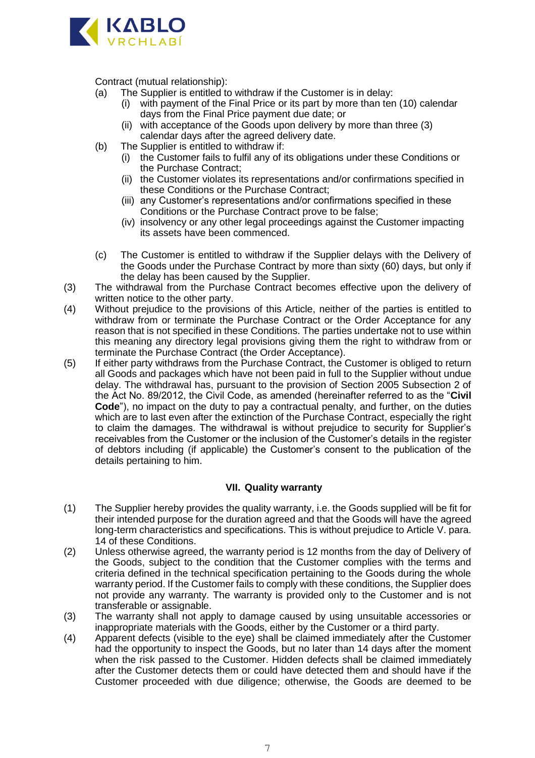Contract (mutual relationship):

(a) The Supplier is entitled to withdraw if the Customer is in delay:
  (i) with payment of the Final Price or its part by more than ten (10) calendar days from the Final Price payment due date; or
  (ii) with acceptance of the Goods upon delivery by more than three (3) calendar days after the agreed delivery date.

(b) The Supplier is entitled to withdraw if:
  (i) the Customer fails to fulfil any of its obligations under these Conditions or the Purchase Contract;
  (ii) the Customer violates its representations and/or confirmations specified in these Conditions or the Purchase Contract;
  (iii) any Customer's representations and/or confirmations specified in these Conditions or the Purchase Contract prove to be false;
  (iv) insolvency or any other legal proceedings against the Customer impacting its assets have been commenced.

(c) The Customer is entitled to withdraw if the Supplier delays with the Delivery of the Goods under the Purchase Contract by more than sixty (60) days, but only if the delay has been caused by the Supplier.

(3) The withdrawal from the Purchase Contract becomes effective upon the delivery of written notice to the other party.

(4) Without prejudice to the provisions of this Article, neither of the parties is entitled to withdraw from or terminate the Purchase Contract or the Order Acceptance for any reason that is not specified in these Conditions. The parties undertake not to use within this meaning any directory legal provisions giving them the right to withdraw from or terminate the Purchase Contract (the Order Acceptance).

(5) If either party withdraws from the Purchase Contract, the Customer is obliged to return all Goods and packages which have not been paid in full to the Supplier without undue delay. The withdrawal has, pursuant to the provision of Section 2005 Subsection 2 of the Act No. 89/2012, the Civil Code, as amended (hereinafter referred to as the "**Civil Code**"), no impact on the duty to pay a contractual penalty, and further, on the duties which are to last even after the extinction of the Purchase Contract, especially the right to claim the damages. The withdrawal is without prejudice to security for Supplier's receivables from the Customer or the inclusion of the Customer's details in the register of debtors including (if applicable) the Customer's consent to the publication of the details pertaining to him.

## VII. Quality warranty

(1) The Supplier hereby provides the quality warranty, i.e. the Goods supplied will be fit for their intended purpose for the duration agreed and that the Goods will have the agreed long-term characteristics and specifications. This is without prejudice to Article V. para. 14 of these Conditions.

(2) Unless otherwise agreed, the warranty period is 12 months from the day of Delivery of the Goods, subject to the condition that the Customer complies with the terms and criteria defined in the technical specification pertaining to the Goods during the whole warranty period. If the Customer fails to comply with these conditions, the Supplier does not provide any warranty. The warranty is provided only to the Customer and is not transferable or assignable.

(3) The warranty shall not apply to damage caused by using unsuitable accessories or inappropriate materials with the Goods, either by the Customer or a third party.

(4) Apparent defects (visible to the eye) shall be claimed immediately after the Customer had the opportunity to inspect the Goods, but no later than 14 days after the moment when the risk passed to the Customer. Hidden defects shall be claimed immediately after the Customer detects them or could have detected them and should have if the Customer proceeded with due diligence; otherwise, the Goods are deemed to be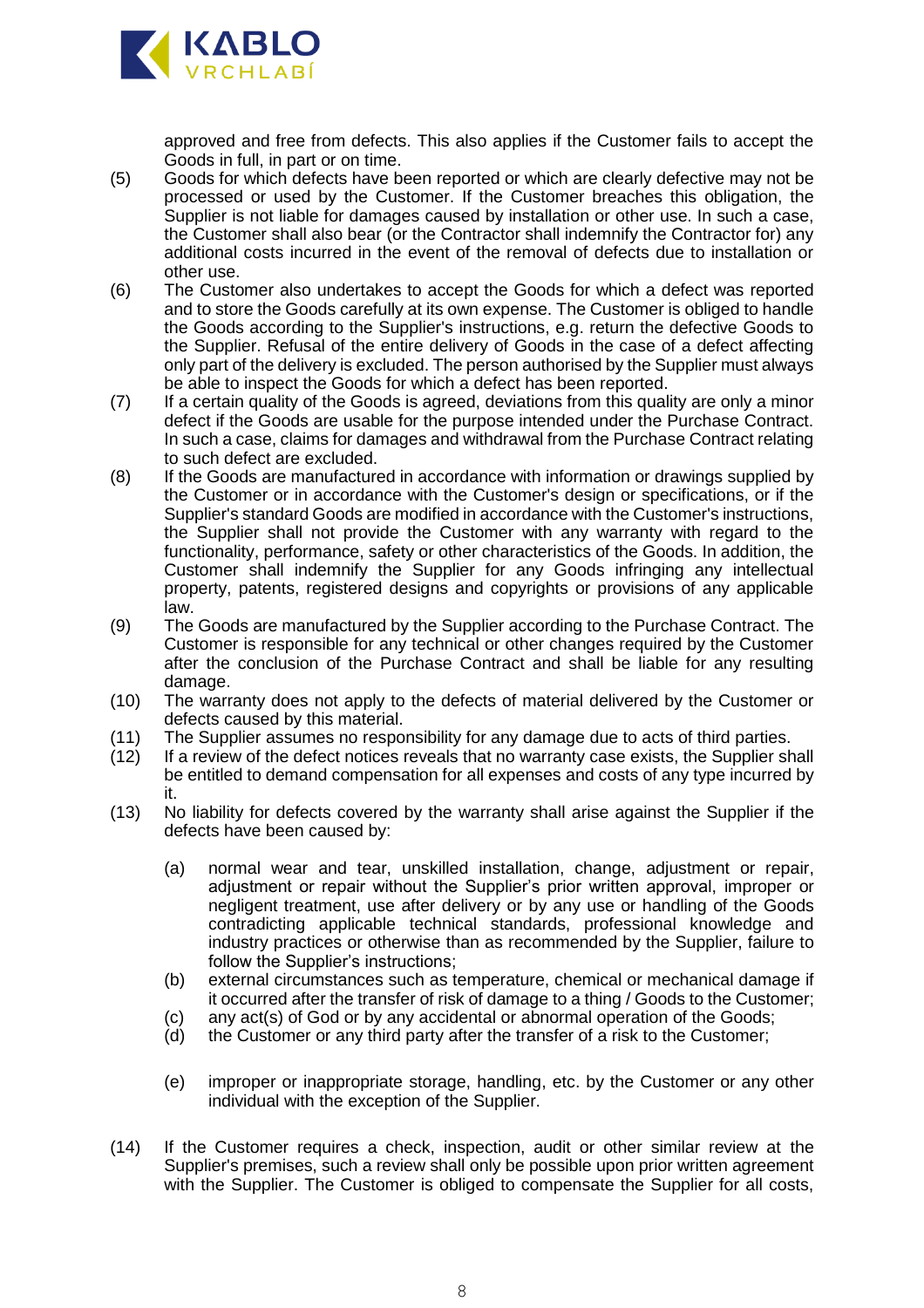approved and free from defects. This also applies if the Customer fails to accept the Goods in full, in part or on time.

(5) Goods for which defects have been reported or which are clearly defective may not be processed or used by the Customer. If the Customer breaches this obligation, the Supplier is not liable for damages caused by installation or other use. In such a case, the Customer shall also bear (or the Contractor shall indemnify the Contractor for) any additional costs incurred in the event of the removal of defects due to installation or other use.

(6) The Customer also undertakes to accept the Goods for which a defect was reported and to store the Goods carefully at its own expense. The Customer is obliged to handle the Goods according to the Supplier's instructions, e.g. return the defective Goods to the Supplier. Refusal of the entire delivery of Goods in the case of a defect affecting only part of the delivery is excluded. The person authorised by the Supplier must always be able to inspect the Goods for which a defect has been reported.

(7) If a certain quality of the Goods is agreed, deviations from this quality are only a minor defect if the Goods are usable for the purpose intended under the Purchase Contract. In such a case, claims for damages and withdrawal from the Purchase Contract relating to such defect are excluded.

(8) If the Goods are manufactured in accordance with information or drawings supplied by the Customer or in accordance with the Customer's design or specifications, or if the Supplier's standard Goods are modified in accordance with the Customer's instructions, the Supplier shall not provide the Customer with any warranty with regard to the functionality, performance, safety or other characteristics of the Goods. In addition, the Customer shall indemnify the Supplier for any Goods infringing any intellectual property, patents, registered designs and copyrights or provisions of any applicable law.

(9) The Goods are manufactured by the Supplier according to the Purchase Contract. The Customer is responsible for any technical or other changes required by the Customer after the conclusion of the Purchase Contract and shall be liable for any resulting damage.

(10) The warranty does not apply to the defects of material delivered by the Customer or defects caused by this material.

(11) The Supplier assumes no responsibility for any damage due to acts of third parties.

(12) If a review of the defect notices reveals that no warranty case exists, the Supplier shall be entitled to demand compensation for all expenses and costs of any type incurred by it.

(13) No liability for defects covered by the warranty shall arise against the Supplier if the defects have been caused by:

  (a) normal wear and tear, unskilled installation, change, adjustment or repair, adjustment or repair without the Supplier's prior written approval, improper or negligent treatment, use after delivery or by any use or handling of the Goods contradicting applicable technical standards, professional knowledge and industry practices or otherwise than as recommended by the Supplier, failure to follow the Supplier's instructions;

  (b) external circumstances such as temperature, chemical or mechanical damage if it occurred after the transfer of risk of damage to a thing / Goods to the Customer;

  (c) any act(s) of God or by any accidental or abnormal operation of the Goods;

  (d) the Customer or any third party after the transfer of a risk to the Customer;

  (e) improper or inappropriate storage, handling, etc. by the Customer or any other individual with the exception of the Supplier.

(14) If the Customer requires a check, inspection, audit or other similar review at the Supplier's premises, such a review shall only be possible upon prior written agreement with the Supplier. The Customer is obliged to compensate the Supplier for all costs,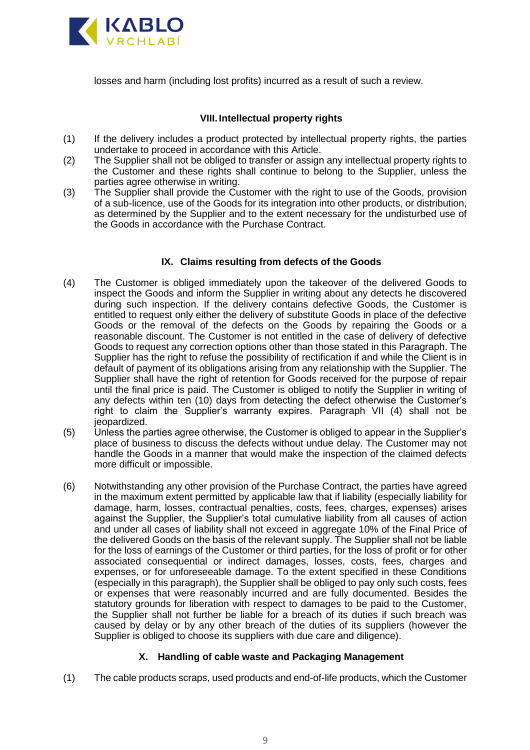losses and harm (including lost profits) incurred as a result of such a review.

## VIII. Intellectual property rights

(1) If the delivery includes a product protected by intellectual property rights, the parties undertake to proceed in accordance with this Article.

(2) The Supplier shall not be obliged to transfer or assign any intellectual property rights to the Customer and these rights shall continue to belong to the Supplier, unless the parties agree otherwise in writing.

(3) The Supplier shall provide the Customer with the right to use of the Goods, provision of a sub-licence, use of the Goods for its integration into other products, or distribution, as determined by the Supplier and to the extent necessary for the undisturbed use of the Goods in accordance with the Purchase Contract.

## IX. Claims resulting from defects of the Goods

(4) The Customer is obliged immediately upon the takeover of the delivered Goods to inspect the Goods and inform the Supplier in writing about any detects he discovered during such inspection. If the delivery contains defective Goods, the Customer is entitled to request only either the delivery of substitute Goods in place of the defective Goods or the removal of the defects on the Goods by repairing the Goods or a reasonable discount. The Customer is not entitled in the case of delivery of defective Goods to request any correction options other than those stated in this Paragraph. The Supplier has the right to refuse the possibility of rectification if and while the Client is in default of payment of its obligations arising from any relationship with the Supplier. The Supplier shall have the right of retention for Goods received for the purpose of repair until the final price is paid. The Customer is obliged to notify the Supplier in writing of any defects within ten (10) days from detecting the defect otherwise the Customer's right to claim the Supplier's warranty expires. Paragraph VII (4) shall not be jeopardized.

(5) Unless the parties agree otherwise, the Customer is obliged to appear in the Supplier's place of business to discuss the defects without undue delay. The Customer may not handle the Goods in a manner that would make the inspection of the claimed defects more difficult or impossible.

(6) Notwithstanding any other provision of the Purchase Contract, the parties have agreed in the maximum extent permitted by applicable law that if liability (especially liability for damage, harm, losses, contractual penalties, costs, fees, charges, expenses) arises against the Supplier, the Supplier's total cumulative liability from all causes of action and under all cases of liability shall not exceed in aggregate 10% of the Final Price of the delivered Goods on the basis of the relevant supply. The Supplier shall not be liable for the loss of earnings of the Customer or third parties, for the loss of profit or for other associated consequential or indirect damages, losses, costs, fees, charges and expenses, or for unforeseeable damage. To the extent specified in these Conditions (especially in this paragraph), the Supplier shall be obliged to pay only such costs, fees or expenses that were reasonably incurred and are fully documented. Besides the statutory grounds for liberation with respect to damages to be paid to the Customer, the Supplier shall not further be liable for a breach of its duties if such breach was caused by delay or by any other breach of the duties of its suppliers (however the Supplier is obliged to choose its suppliers with due care and diligence).

## X. Handling of cable waste and Packaging Management

(1) The cable products scraps, used products and end-of-life products, which the Customer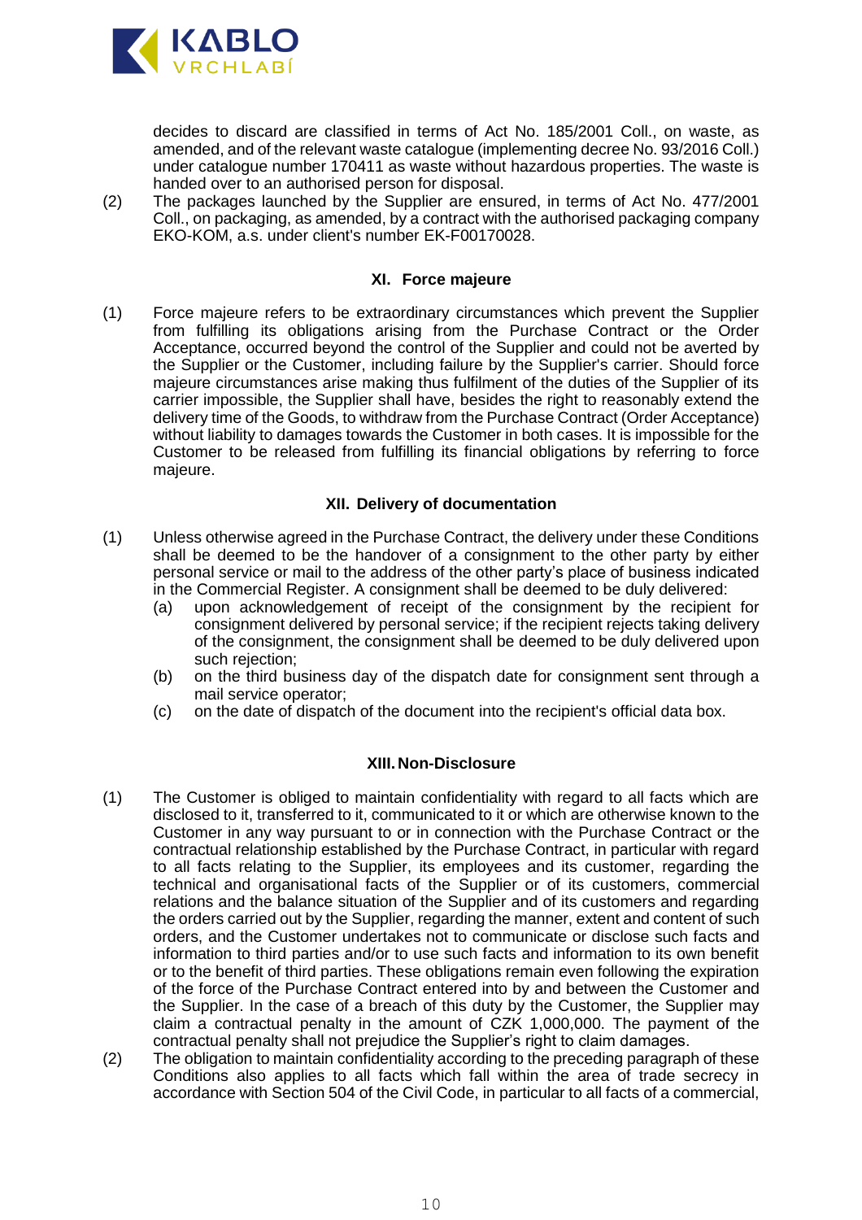decides to discard are classified in terms of Act No. 185/2001 Coll., on waste, as amended, and of the relevant waste catalogue (implementing decree No. 93/2016 Coll.) under catalogue number 170411 as waste without hazardous properties. The waste is handed over to an authorised person for disposal.

(2) The packages launched by the Supplier are ensured, in terms of Act No. 477/2001 Coll., on packaging, as amended, by a contract with the authorised packaging company EKO-KOM, a.s. under client's number EK-F00170028.

### XI. Force majeure

(1) Force majeure refers to be extraordinary circumstances which prevent the Supplier from fulfilling its obligations arising from the Purchase Contract or the Order Acceptance, occurred beyond the control of the Supplier and could not be averted by the Supplier or the Customer, including failure by the Supplier's carrier. Should force majeure circumstances arise making thus fulfilment of the duties of the Supplier of its carrier impossible, the Supplier shall have, besides the right to reasonably extend the delivery time of the Goods, to withdraw from the Purchase Contract (Order Acceptance) without liability to damages towards the Customer in both cases. It is impossible for the Customer to be released from fulfilling its financial obligations by referring to force majeure.

### XII. Delivery of documentation

(1) Unless otherwise agreed in the Purchase Contract, the delivery under these Conditions shall be deemed to be the handover of a consignment to the other party by either personal service or mail to the address of the other party's place of business indicated in the Commercial Register. A consignment shall be deemed to be duly delivered:

  (a) upon acknowledgement of receipt of the consignment by the recipient for consignment delivered by personal service; if the recipient rejects taking delivery of the consignment, the consignment shall be deemed to be duly delivered upon such rejection;

  (b) on the third business day of the dispatch date for consignment sent through a mail service operator;

  (c) on the date of dispatch of the document into the recipient's official data box.

### XIII. Non-Disclosure

(1) The Customer is obliged to maintain confidentiality with regard to all facts which are disclosed to it, transferred to it, communicated to it or which are otherwise known to the Customer in any way pursuant to or in connection with the Purchase Contract or the contractual relationship established by the Purchase Contract, in particular with regard to all facts relating to the Supplier, its employees and its customer, regarding the technical and organisational facts of the Supplier or of its customers, commercial relations and the balance situation of the Supplier and of its customers and regarding the orders carried out by the Supplier, regarding the manner, extent and content of such orders, and the Customer undertakes not to communicate or disclose such facts and information to third parties and/or to use such facts and information to its own benefit or to the benefit of third parties. These obligations remain even following the expiration of the force of the Purchase Contract entered into by and between the Customer and the Supplier. In the case of a breach of this duty by the Customer, the Supplier may claim a contractual penalty in the amount of CZK 1,000,000. The payment of the contractual penalty shall not prejudice the Supplier's right to claim damages.

(2) The obligation to maintain confidentiality according to the preceding paragraph of these Conditions also applies to all facts which fall within the area of trade secrecy in accordance with Section 504 of the Civil Code, in particular to all facts of a commercial,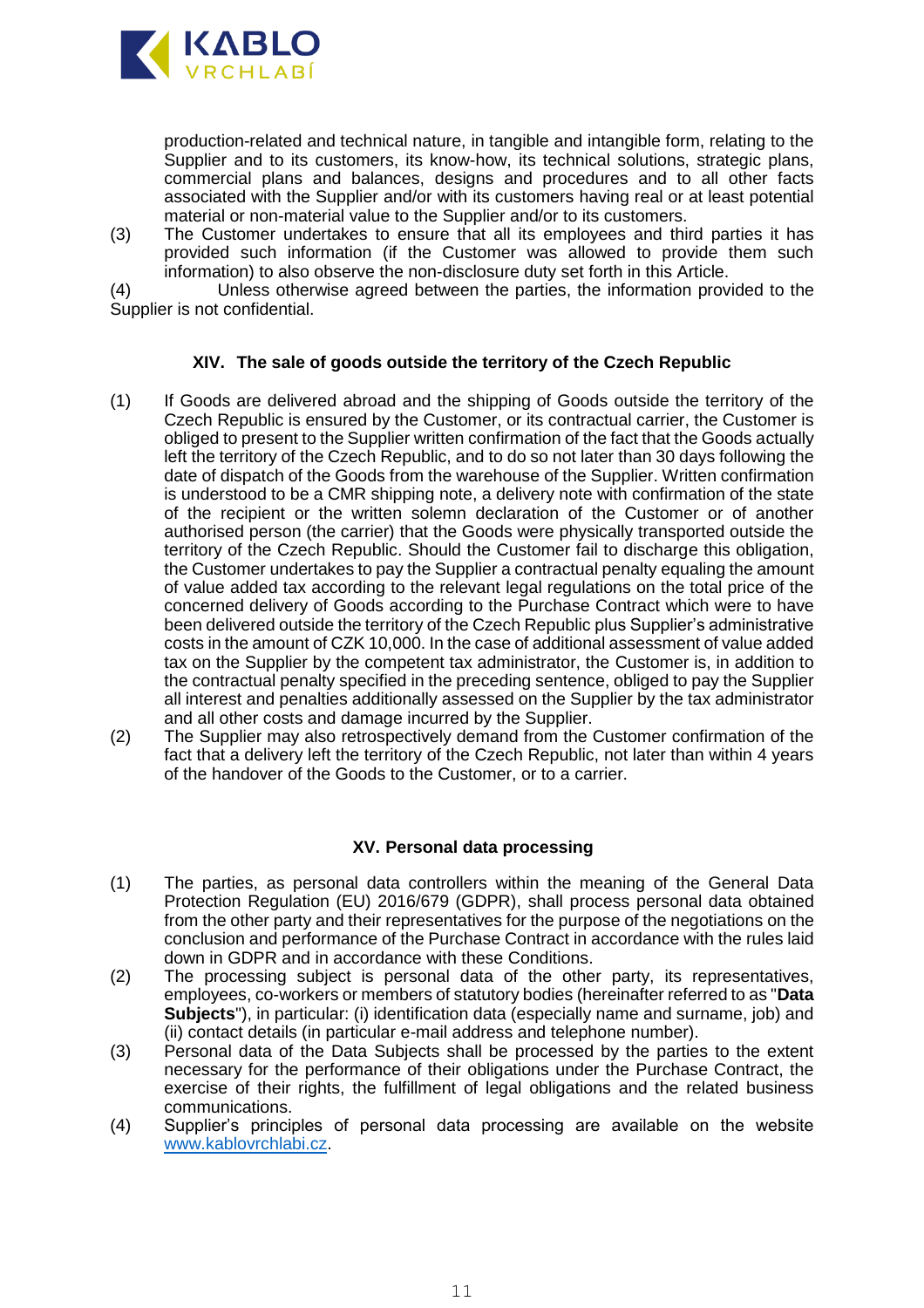production-related and technical nature, in tangible and intangible form, relating to the Supplier and to its customers, its know-how, its technical solutions, strategic plans, commercial plans and balances, designs and procedures and to all other facts associated with the Supplier and/or with its customers having real or at least potential material or non-material value to the Supplier and/or to its customers.

(3) The Customer undertakes to ensure that all its employees and third parties it has provided such information (if the Customer was allowed to provide them such information) to also observe the non-disclosure duty set forth in this Article.

(4) Unless otherwise agreed between the parties, the information provided to the Supplier is not confidential.

### XIV. The sale of goods outside the territory of the Czech Republic

(1) If Goods are delivered abroad and the shipping of Goods outside the territory of the Czech Republic is ensured by the Customer, or its contractual carrier, the Customer is obliged to present to the Supplier written confirmation of the fact that the Goods actually left the territory of the Czech Republic, and to do so not later than 30 days following the date of dispatch of the Goods from the warehouse of the Supplier. Written confirmation is understood to be a CMR shipping note, a delivery note with confirmation of the state of the recipient or the written solemn declaration of the Customer or of another authorised person (the carrier) that the Goods were physically transported outside the territory of the Czech Republic. Should the Customer fail to discharge this obligation, the Customer undertakes to pay the Supplier a contractual penalty equaling the amount of value added tax according to the relevant legal regulations on the total price of the concerned delivery of Goods according to the Purchase Contract which were to have been delivered outside the territory of the Czech Republic plus Supplier's administrative costs in the amount of CZK 10,000. In the case of additional assessment of value added tax on the Supplier by the competent tax administrator, the Customer is, in addition to the contractual penalty specified in the preceding sentence, obliged to pay the Supplier all interest and penalties additionally assessed on the Supplier by the tax administrator and all other costs and damage incurred by the Supplier.

(2) The Supplier may also retrospectively demand from the Customer confirmation of the fact that a delivery left the territory of the Czech Republic, not later than within 4 years of the handover of the Goods to the Customer, or to a carrier.

### XV. Personal data processing

(1) The parties, as personal data controllers within the meaning of the General Data Protection Regulation (EU) 2016/679 (GDPR), shall process personal data obtained from the other party and their representatives for the purpose of the negotiations on the conclusion and performance of the Purchase Contract in accordance with the rules laid down in GDPR and in accordance with these Conditions.

(2) The processing subject is personal data of the other party, its representatives, employees, co-workers or members of statutory bodies (hereinafter referred to as "**Data Subjects**"), in particular: (i) identification data (especially name and surname, job) and (ii) contact details (in particular e-mail address and telephone number).

(3) Personal data of the Data Subjects shall be processed by the parties to the extent necessary for the performance of their obligations under the Purchase Contract, the exercise of their rights, the fulfillment of legal obligations and the related business communications.

(4) Supplier's principles of personal data processing are available on the website [www.kablovrchlabi.cz](http://www.kablovrchlabi.cz).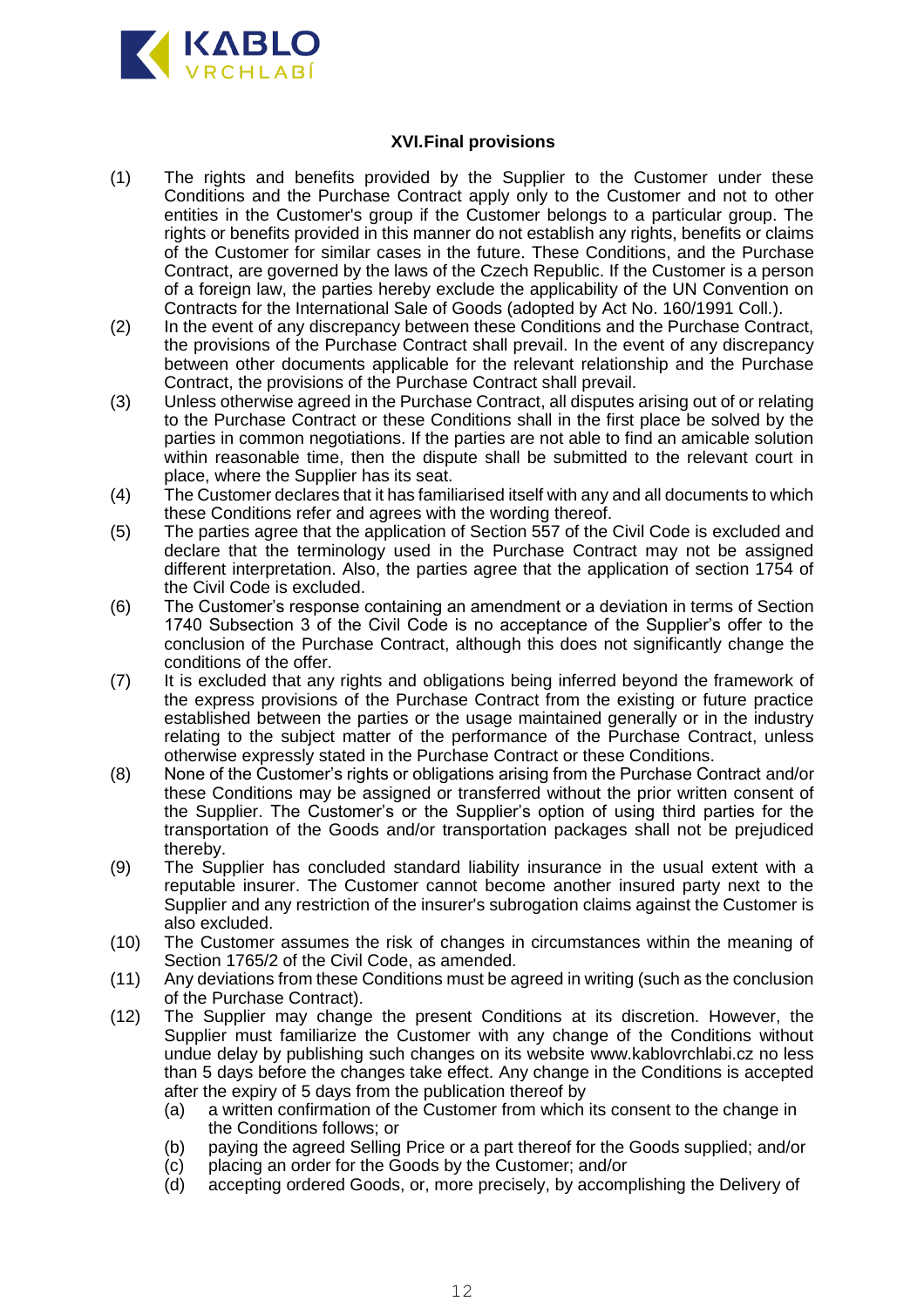## XVI. Final provisions

(1) The rights and benefits provided by the Supplier to the Customer under these Conditions and the Purchase Contract apply only to the Customer and not to other entities in the Customer's group if the Customer belongs to a particular group. The rights or benefits provided in this manner do not establish any rights, benefits or claims of the Customer for similar cases in the future. These Conditions, and the Purchase Contract, are governed by the laws of the Czech Republic. If the Customer is a person of a foreign law, the parties hereby exclude the applicability of the UN Convention on Contracts for the International Sale of Goods (adopted by Act No. 160/1991 Coll.).

(2) In the event of any discrepancy between these Conditions and the Purchase Contract, the provisions of the Purchase Contract shall prevail. In the event of any discrepancy between other documents applicable for the relevant relationship and the Purchase Contract, the provisions of the Purchase Contract shall prevail.

(3) Unless otherwise agreed in the Purchase Contract, all disputes arising out of or relating to the Purchase Contract or these Conditions shall in the first place be solved by the parties in common negotiations. If the parties are not able to find an amicable solution within reasonable time, then the dispute shall be submitted to the relevant court in place, where the Supplier has its seat.

(4) The Customer declares that it has familiarised itself with any and all documents to which these Conditions refer and agrees with the wording thereof.

(5) The parties agree that the application of Section 557 of the Civil Code is excluded and declare that the terminology used in the Purchase Contract may not be assigned different interpretation. Also, the parties agree that the application of section 1754 of the Civil Code is excluded.

(6) The Customer's response containing an amendment or a deviation in terms of Section 1740 Subsection 3 of the Civil Code is no acceptance of the Supplier's offer to the conclusion of the Purchase Contract, although this does not significantly change the conditions of the offer.

(7) It is excluded that any rights and obligations being inferred beyond the framework of the express provisions of the Purchase Contract from the existing or future practice established between the parties or the usage maintained generally or in the industry relating to the subject matter of the performance of the Purchase Contract, unless otherwise expressly stated in the Purchase Contract or these Conditions.

(8) None of the Customer's rights or obligations arising from the Purchase Contract and/or these Conditions may be assigned or transferred without the prior written consent of the Supplier. The Customer's or the Supplier's option of using third parties for the transportation of the Goods and/or transportation packages shall not be prejudiced thereby.

(9) The Supplier has concluded standard liability insurance in the usual extent with a reputable insurer. The Customer cannot become another insured party next to the Supplier and any restriction of the insurer's subrogation claims against the Customer is also excluded.

(10) The Customer assumes the risk of changes in circumstances within the meaning of Section 1765/2 of the Civil Code, as amended.

(11) Any deviations from these Conditions must be agreed in writing (such as the conclusion of the Purchase Contract).

(12) The Supplier may change the present Conditions at its discretion. However, the Supplier must familiarize the Customer with any change of the Conditions without undue delay by publishing such changes on its website www.kablovrchlabi.cz no less than 5 days before the changes take effect. Any change in the Conditions is accepted after the expiry of 5 days from the publication thereof by

   (a) a written confirmation of the Customer from which its consent to the change in the Conditions follows; or
   (b) paying the agreed Selling Price or a part thereof for the Goods supplied; and/or
   (c) placing an order for the Goods by the Customer; and/or
   (d) accepting ordered Goods, or, more precisely, by accomplishing the Delivery of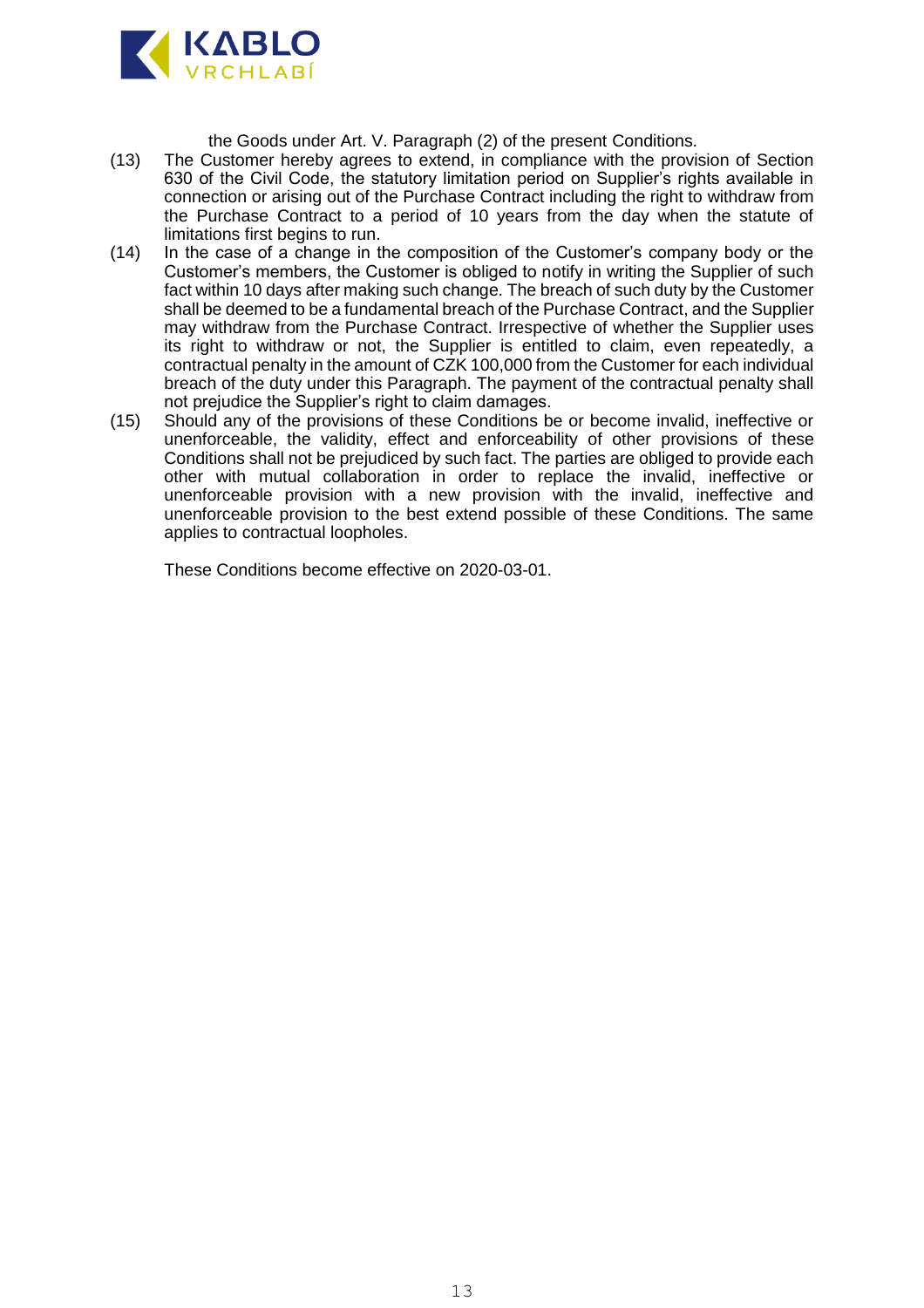the Goods under Art. V. Paragraph (2) of the present Conditions.

(13) The Customer hereby agrees to extend, in compliance with the provision of Section 630 of the Civil Code, the statutory limitation period on Supplier's rights available in connection or arising out of the Purchase Contract including the right to withdraw from the Purchase Contract to a period of 10 years from the day when the statute of limitations first begins to run.

(14) In the case of a change in the composition of the Customer's company body or the Customer's members, the Customer is obliged to notify in writing the Supplier of such fact within 10 days after making such change. The breach of such duty by the Customer shall be deemed to be a fundamental breach of the Purchase Contract, and the Supplier may withdraw from the Purchase Contract. Irrespective of whether the Supplier uses its right to withdraw or not, the Supplier is entitled to claim, even repeatedly, a contractual penalty in the amount of CZK 100,000 from the Customer for each individual breach of the duty under this Paragraph. The payment of the contractual penalty shall not prejudice the Supplier's right to claim damages.

(15) Should any of the provisions of these Conditions be or become invalid, ineffective or unenforceable, the validity, effect and enforceability of other provisions of these Conditions shall not be prejudiced by such fact. The parties are obliged to provide each other with mutual collaboration in order to replace the invalid, ineffective or unenforceable provision with a new provision with the invalid, ineffective and unenforceable provision to the best extend possible of these Conditions. The same applies to contractual loopholes.

These Conditions become effective on 2020-03-01.